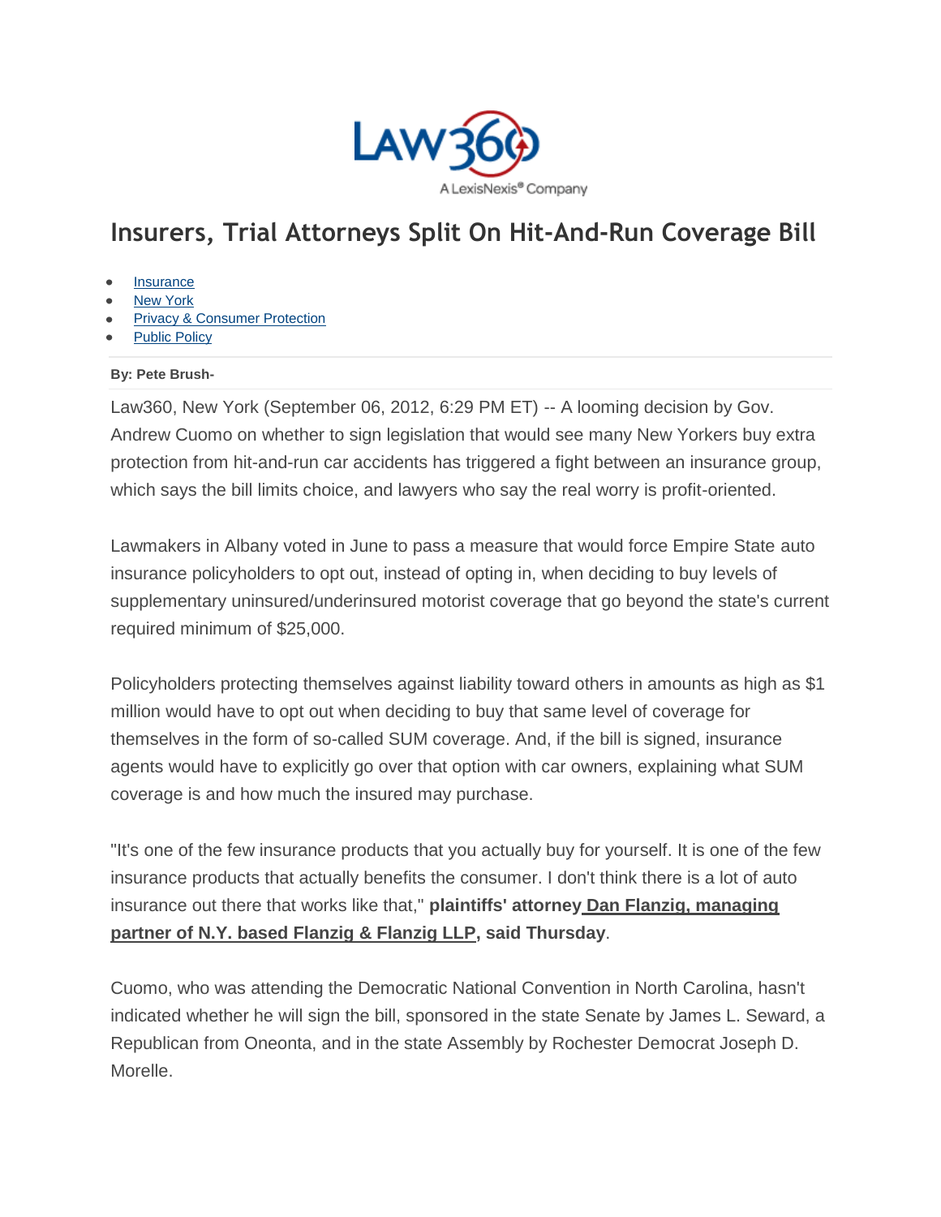# Insurers, Trial Attorneys Split On Hit-And-Run Coverage Bill

- Insurance
- New York
- Privacy & Consumer Protection
- Public Policy

**By: Pete Brush-**

Law360, New York (September 06, 2012, 6:29 PM ET) -- A looming decision by Gov. Andrew Cuomo on whether to sign legislation that would see many New Yorkers buy extra protection from hit-and-run car accidents has triggered a fight between an insurance group, which says the bill limits choice, and lawyers who say the real worry is profit-oriented.

Lawmakers in Albany voted in June to pass a measure that would force Empire State auto insurance policyholders to opt out, instead of opting in, when deciding to buy levels of supplementary uninsured/underinsured motorist coverage that go beyond the state's current required minimum of $25,000.

Policyholders protecting themselves against liability toward others in amounts as high as $1 million would have to opt out when deciding to buy that same level of coverage for themselves in the form of so-called SUM coverage. And, if the bill is signed, insurance agents would have to explicitly go over that option with car owners, explaining what SUM coverage is and how much the insured may purchase.

"It's one of the few insurance products that you actually buy for yourself. It is one of the few insurance products that actually benefits the consumer. I don't think there is a lot of auto insurance out there that works like that," **plaintiffs' attorney Dan Flanzig, managing partner of N.Y. based Flanzig & Flanzig LLP, said Thursday**.

Cuomo, who was attending the Democratic National Convention in North Carolina, hasn't indicated whether he will sign the bill, sponsored in the state Senate by James L. Seward, a Republican from Oneonta, and in the state Assembly by Rochester Democrat Joseph D. Morelle.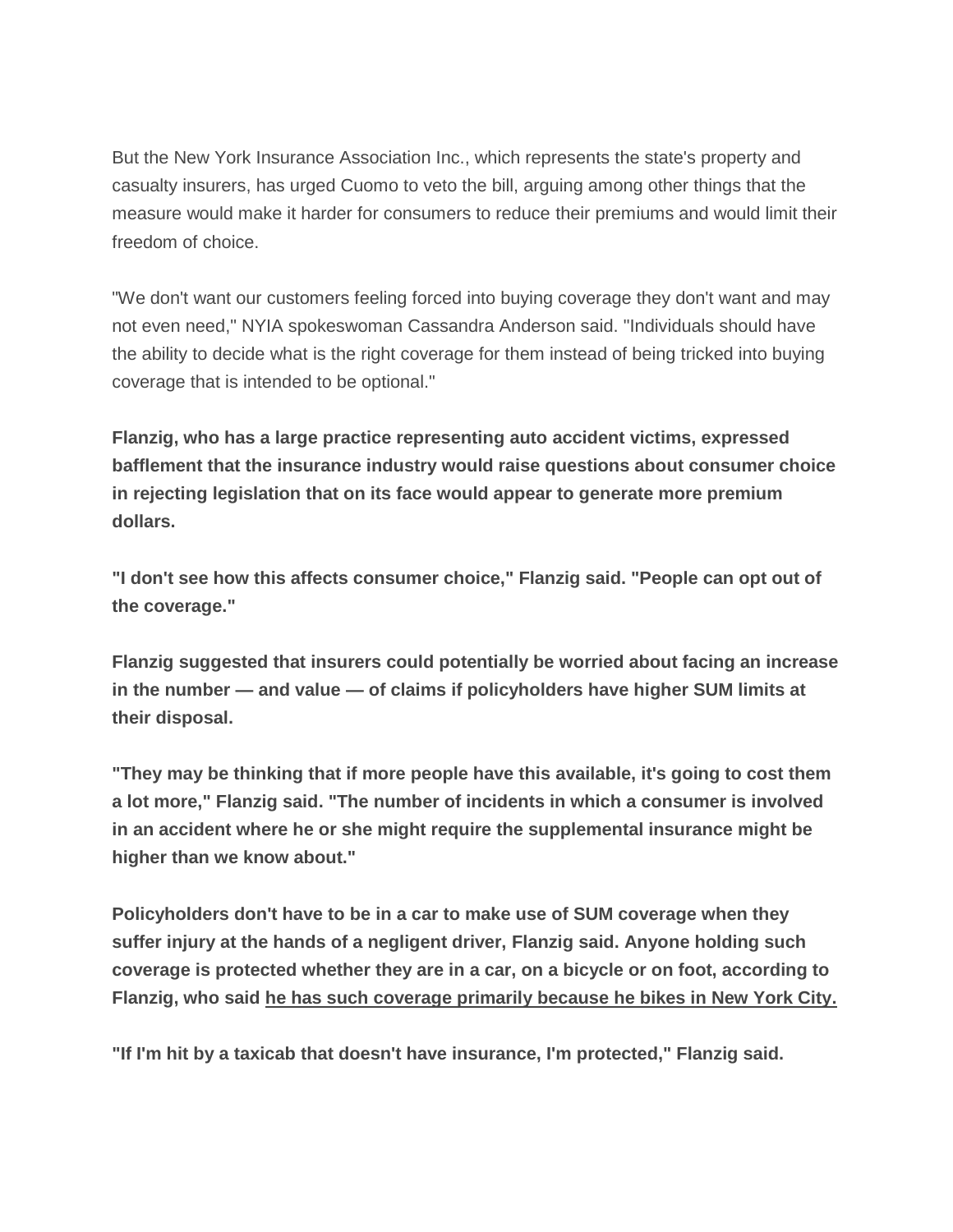But the New York Insurance Association Inc., which represents the state's property and casualty insurers, has urged Cuomo to veto the bill, arguing among other things that the measure would make it harder for consumers to reduce their premiums and would limit their freedom of choice.

"We don't want our customers feeling forced into buying coverage they don't want and may not even need," NYIA spokeswoman Cassandra Anderson said. "Individuals should have the ability to decide what is the right coverage for them instead of being tricked into buying coverage that is intended to be optional."

**Flanzig, who has a large practice representing auto accident victims, expressed bafflement that the insurance industry would raise questions about consumer choice in rejecting legislation that on its face would appear to generate more premium dollars.**

**"I don't see how this affects consumer choice," Flanzig said. "People can opt out of the coverage."**

**Flanzig suggested that insurers could potentially be worried about facing an increase in the number — and value — of claims if policyholders have higher SUM limits at their disposal.**

**"They may be thinking that if more people have this available, it's going to cost them a lot more," Flanzig said. "The number of incidents in which a consumer is involved in an accident where he or she might require the supplemental insurance might be higher than we know about."**

**Policyholders don't have to be in a car to make use of SUM coverage when they suffer injury at the hands of a negligent driver, Flanzig said. Anyone holding such coverage is protected whether they are in a car, on a bicycle or on foot, according to Flanzig, who said <u>he has such coverage primarily because he bikes in New York City.</u>**

**"If I'm hit by a taxicab that doesn't have insurance, I'm protected," Flanzig said.**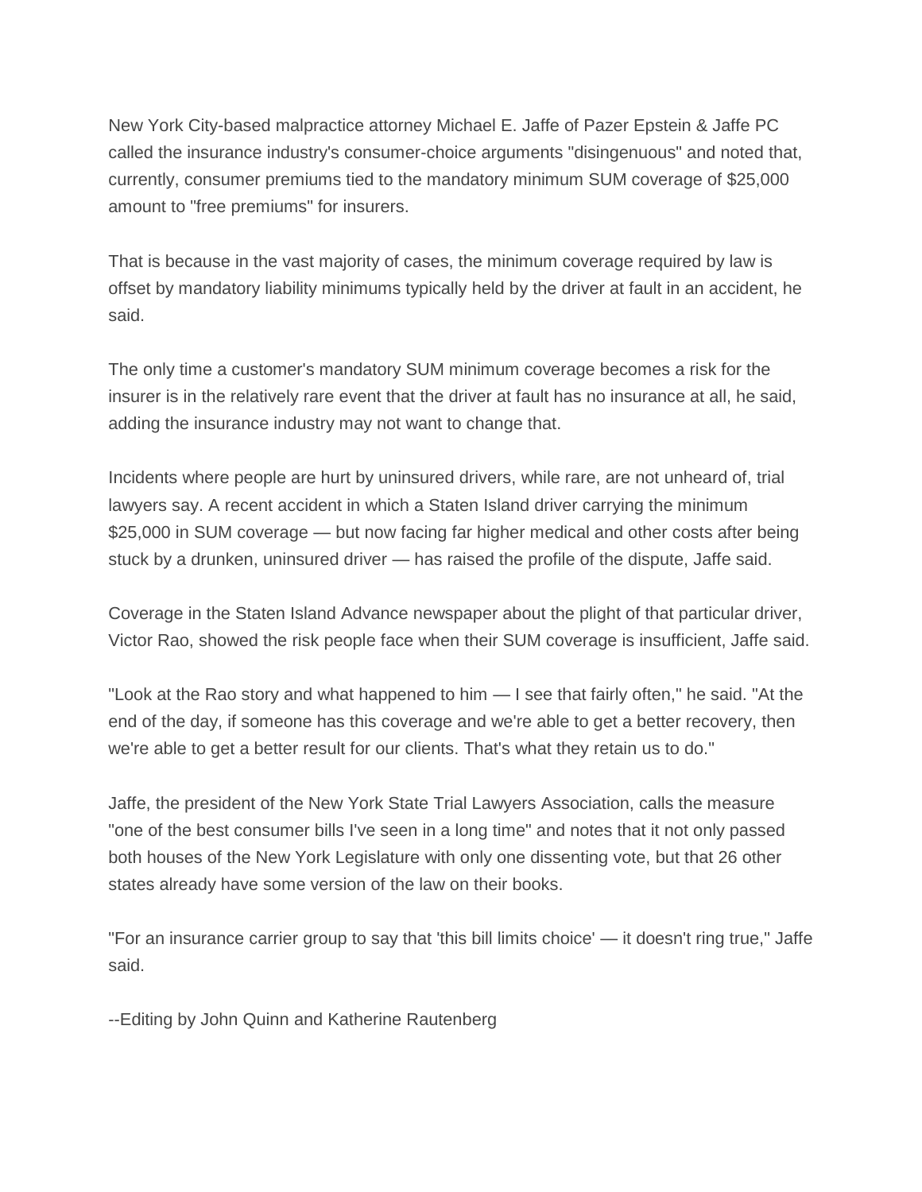New York City-based malpractice attorney Michael E. Jaffe of Pazer Epstein & Jaffe PC called the insurance industry's consumer-choice arguments "disingenuous" and noted that, currently, consumer premiums tied to the mandatory minimum SUM coverage of $25,000 amount to "free premiums" for insurers.

That is because in the vast majority of cases, the minimum coverage required by law is offset by mandatory liability minimums typically held by the driver at fault in an accident, he said.

The only time a customer's mandatory SUM minimum coverage becomes a risk for the insurer is in the relatively rare event that the driver at fault has no insurance at all, he said, adding the insurance industry may not want to change that.

Incidents where people are hurt by uninsured drivers, while rare, are not unheard of, trial lawyers say. A recent accident in which a Staten Island driver carrying the minimum $25,000 in SUM coverage — but now facing far higher medical and other costs after being stuck by a drunken, uninsured driver — has raised the profile of the dispute, Jaffe said.

Coverage in the Staten Island Advance newspaper about the plight of that particular driver, Victor Rao, showed the risk people face when their SUM coverage is insufficient, Jaffe said.

"Look at the Rao story and what happened to him — I see that fairly often," he said. "At the end of the day, if someone has this coverage and we're able to get a better recovery, then we're able to get a better result for our clients. That's what they retain us to do."

Jaffe, the president of the New York State Trial Lawyers Association, calls the measure "one of the best consumer bills I've seen in a long time" and notes that it not only passed both houses of the New York Legislature with only one dissenting vote, but that 26 other states already have some version of the law on their books.

"For an insurance carrier group to say that 'this bill limits choice' — it doesn't ring true," Jaffe said.

--Editing by John Quinn and Katherine Rautenberg